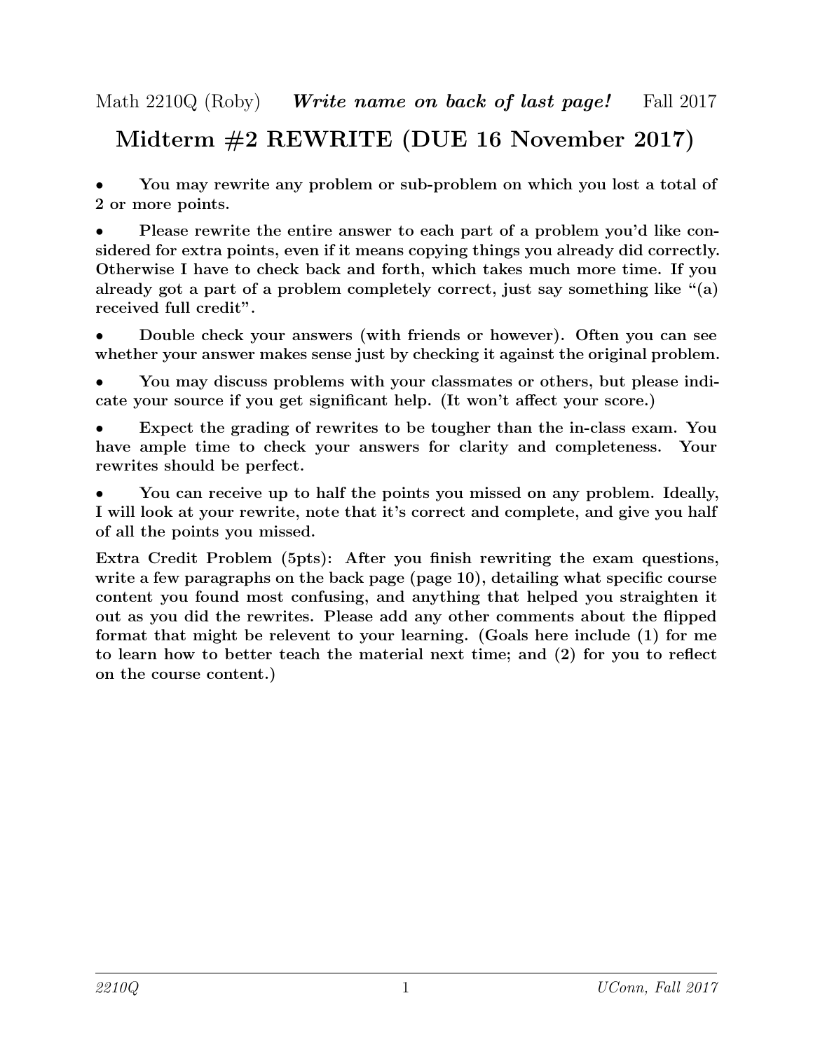Math 2210Q (Roby) ***Write name on back of last page!*** Fall 2017

# Midterm #2 REWRITE (DUE 16 November 2017)

- **You may rewrite any problem or sub-problem on which you lost a total of 2 or more points.**

- **Please rewrite the entire answer to each part of a problem you'd like considered for extra points, even if it means copying things you already did correctly. Otherwise I have to check back and forth, which takes much more time. If you already got a part of a problem completely correct, just say something like "(a) received full credit".**

- **Double check your answers (with friends or however). Often you can see whether your answer makes sense just by checking it against the original problem.**

- **You may discuss problems with your classmates or others, but please indicate your source if you get significant help. (It won't affect your score.)**

- **Expect the grading of rewrites to be tougher than the in-class exam. You have ample time to check your answers for clarity and completeness. Your rewrites should be perfect.**

- **You can receive up to half the points you missed on any problem. Ideally, I will look at your rewrite, note that it's correct and complete, and give you half of all the points you missed.**

**Extra Credit Problem (5pts): After you finish rewriting the exam questions, write a few paragraphs on the back page (page 10), detailing what specific course content you found most confusing, and anything that helped you straighten it out as you did the rewrites. Please add any other comments about the flipped format that might be relevent to your learning. (Goals here include (1) for me to learn how to better teach the material next time; and (2) for you to reflect on the course content.)**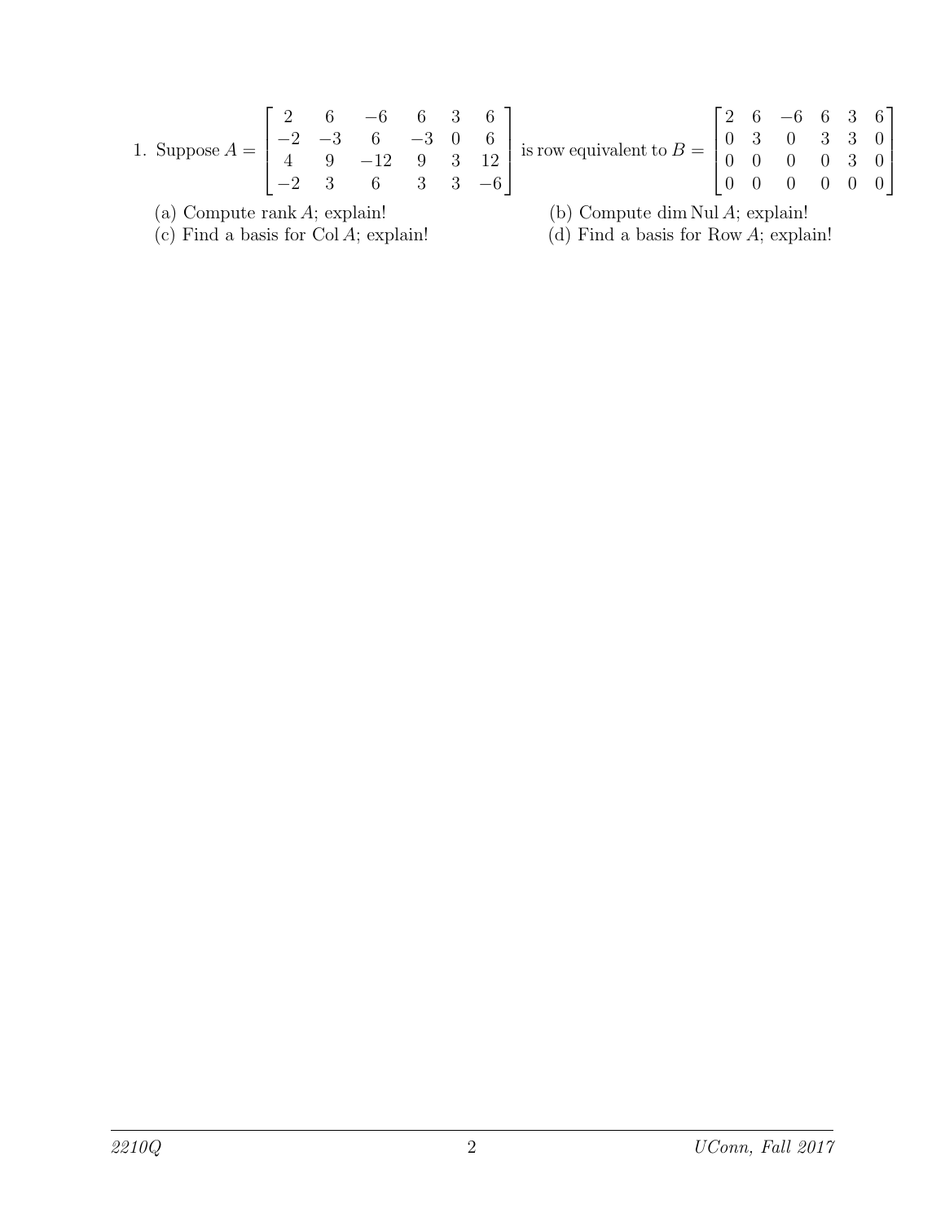1. Suppose $A = \begin{bmatrix} 2 & 6 & -6 & 6 & 3 & 6 \\ -2 & -3 & 6 & -3 & 0 & 6 \\ 4 & 9 & -12 & 9 & 3 & 12 \\ -2 & 3 & 6 & 3 & 3 & -6 \end{bmatrix}$ is row equivalent to $B = \begin{bmatrix} 2 & 6 & -6 & 6 & 3 & 6 \\ 0 & 3 & 0 & 3 & 3 & 0 \\ 0 & 0 & 0 & 0 & 3 & 0 \\ 0 & 0 & 0 & 0 & 0 & 0 \end{bmatrix}$

   (a) Compute $\operatorname{rank} A$; explain!

   (b) Compute $\dim \operatorname{Nul} A$; explain!

   (c) Find a basis for $\operatorname{Col} A$; explain!

   (d) Find a basis for $\operatorname{Row} A$; explain!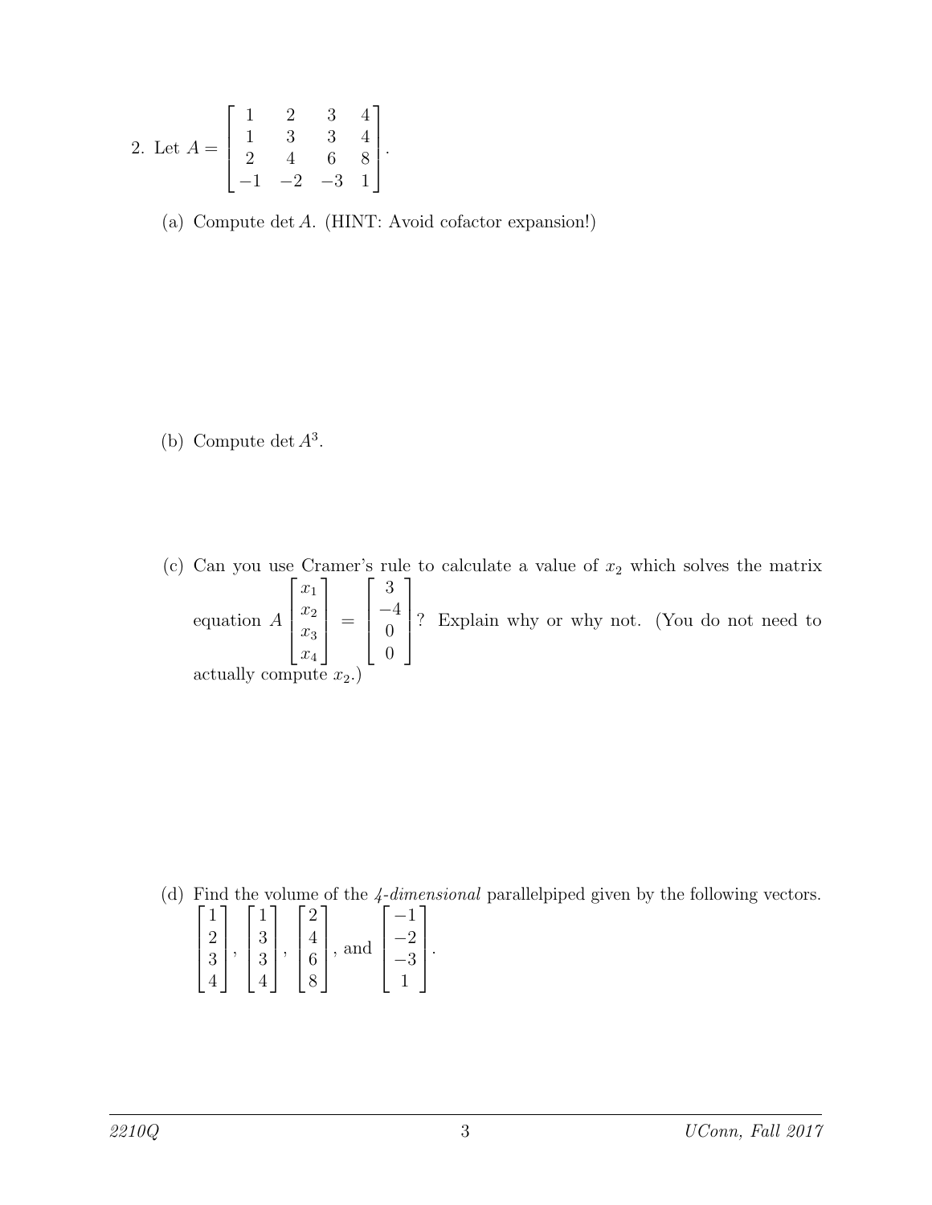2. Let $A = \begin{bmatrix} 1 & 2 & 3 & 4 \\ 1 & 3 & 3 & 4 \\ 2 & 4 & 6 & 8 \\ -1 & -2 & -3 & 1 \end{bmatrix}$.

(a) Compute $\det A$. (HINT: Avoid cofactor expansion!)

(b) Compute $\det A^3$.

(c) Can you use Cramer's rule to calculate a value of $x_2$ which solves the matrix equation $A \begin{bmatrix} x_1 \\ x_2 \\ x_3 \\ x_4 \end{bmatrix} = \begin{bmatrix} 3 \\ -4 \\ 0 \\ 0 \end{bmatrix}$? Explain why or why not. (You do not need to actually compute $x_2$.)

(d) Find the volume of the *4-dimensional* parallelpiped given by the following vectors. $\begin{bmatrix} 1 \\ 2 \\ 3 \\ 4 \end{bmatrix}$, $\begin{bmatrix} 1 \\ 3 \\ 3 \\ 4 \end{bmatrix}$, $\begin{bmatrix} 2 \\ 4 \\ 6 \\ 8 \end{bmatrix}$, and $\begin{bmatrix} -1 \\ -2 \\ -3 \\ 1 \end{bmatrix}$.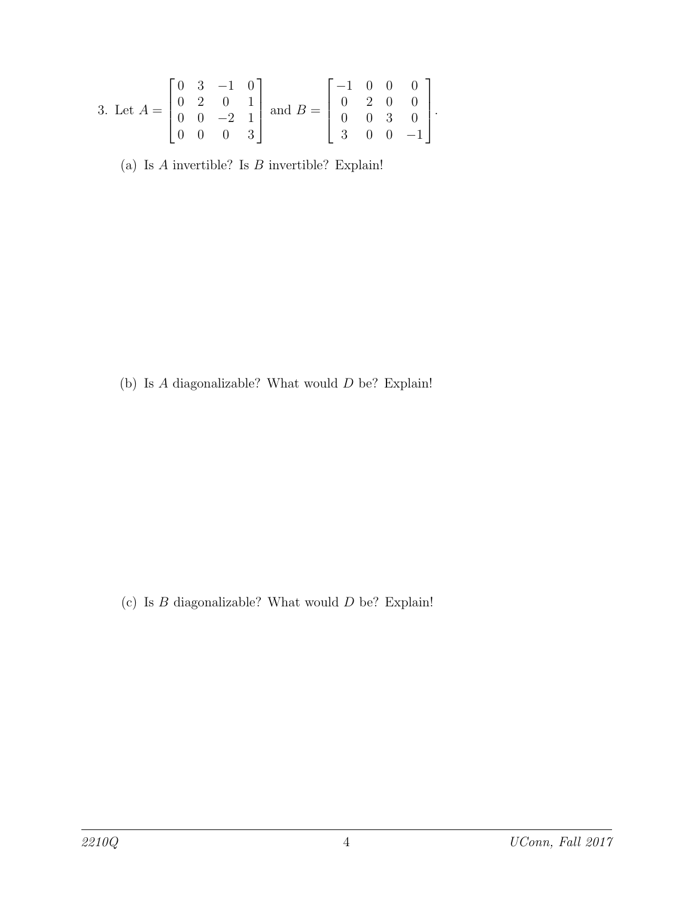3. Let $A = \begin{bmatrix} 0 & 3 & -1 & 0 \\ 0 & 2 & 0 & 1 \\ 0 & 0 & -2 & 1 \\ 0 & 0 & 0 & 3 \end{bmatrix}$ and $B = \begin{bmatrix} -1 & 0 & 0 & 0 \\ 0 & 2 & 0 & 0 \\ 0 & 0 & 3 & 0 \\ 3 & 0 & 0 & -1 \end{bmatrix}$.

(a) Is $A$ invertible? Is $B$ invertible? Explain!

(b) Is $A$ diagonalizable? What would $D$ be? Explain!

(c) Is $B$ diagonalizable? What would $D$ be? Explain!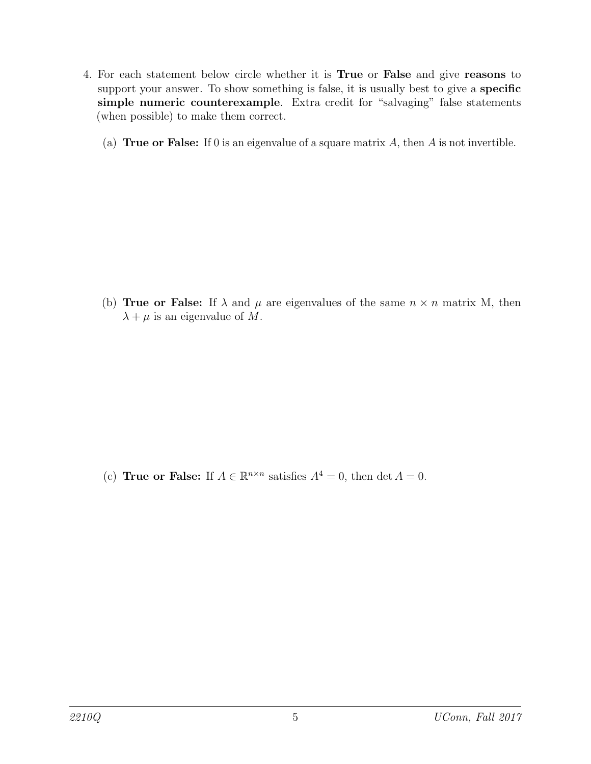4. For each statement below circle whether it is **True** or **False** and give **reasons** to support your answer. To show something is false, it is usually best to give a **specific simple numeric counterexample**. Extra credit for "salvaging" false statements (when possible) to make them correct.

   (a) **True or False:** If 0 is an eigenvalue of a square matrix $A$, then $A$ is not invertible.

   (b) **True or False:** If $\lambda$ and $\mu$ are eigenvalues of the same $n \times n$ matrix M, then $\lambda + \mu$ is an eigenvalue of $M$.

   (c) **True or False:** If $A \in \mathbb{R}^{n \times n}$ satisfies $A^4 = 0$, then $\det A = 0$.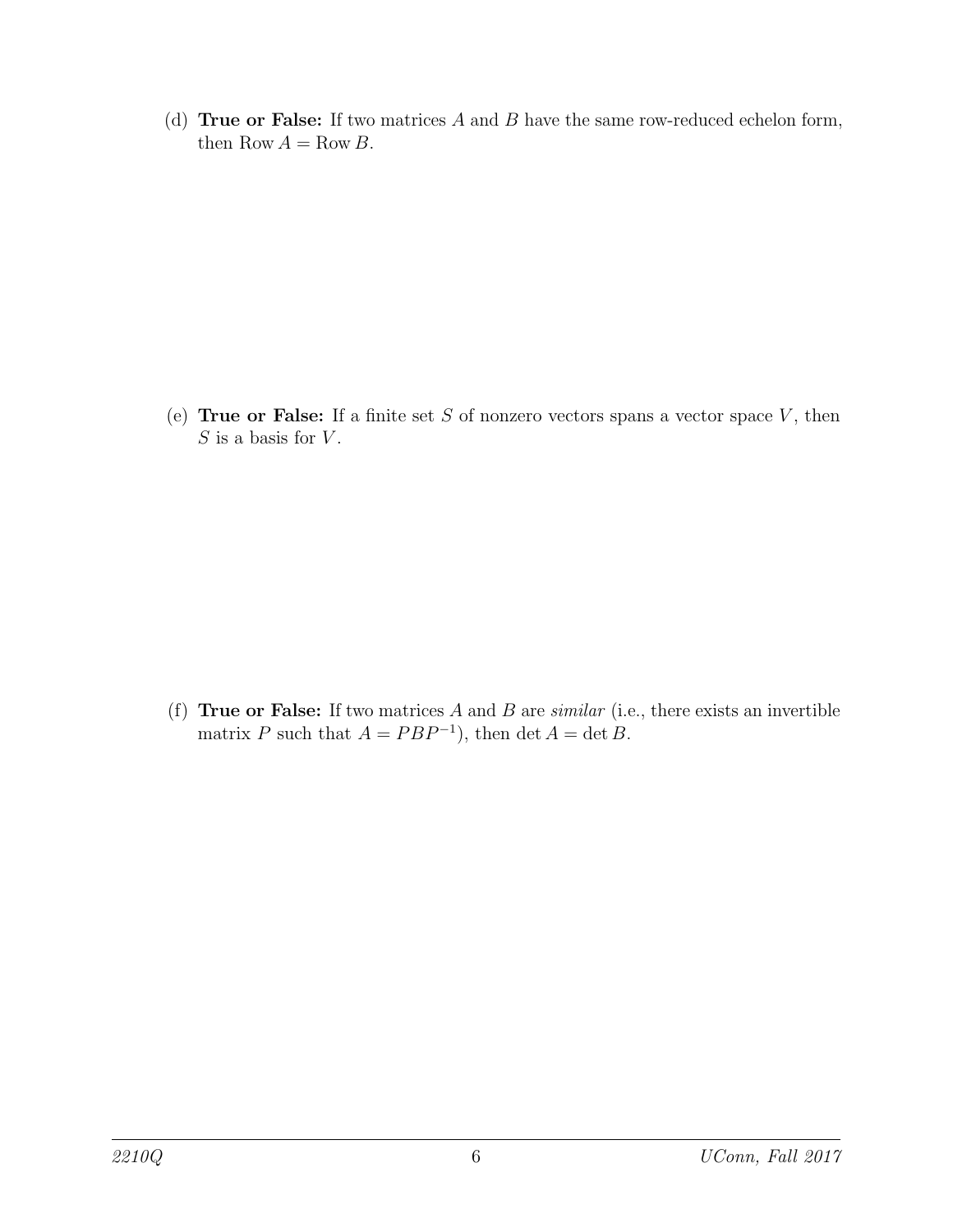(d) **True or False:** If two matrices $A$ and $B$ have the same row-reduced echelon form, then $\operatorname{Row} A = \operatorname{Row} B$.

(e) **True or False:** If a finite set $S$ of nonzero vectors spans a vector space $V$, then $S$ is a basis for $V$.

(f) **True or False:** If two matrices $A$ and $B$ are *similar* (i.e., there exists an invertible matrix $P$ such that $A = PBP^{-1}$), then $\det A = \det B$.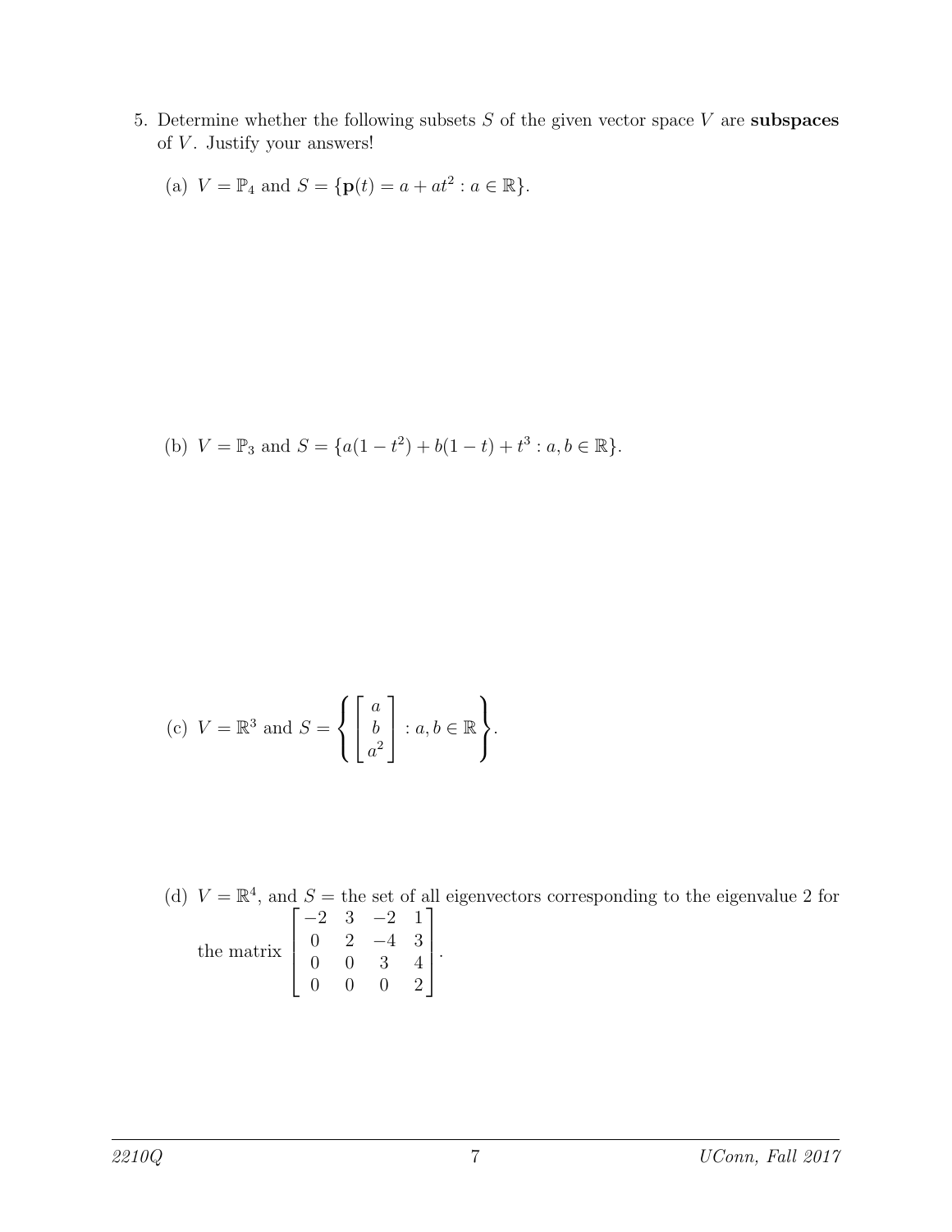5. Determine whether the following subsets $S$ of the given vector space $V$ are **subspaces** of $V$. Justify your answers!

   (a) $V = \mathbb{P}_4$ and $S = \{\mathbf{p}(t) = a + at^2 : a \in \mathbb{R}\}$.

   (b) $V = \mathbb{P}_3$ and $S = \{a(1 - t^2) + b(1 - t) + t^3 : a, b \in \mathbb{R}\}$.

   (c) $V = \mathbb{R}^3$ and $S = \left\{ \begin{bmatrix} a \\ b \\ a^2 \end{bmatrix} : a, b \in \mathbb{R} \right\}$.

   (d) $V = \mathbb{R}^4$, and $S =$ the set of all eigenvectors corresponding to the eigenvalue 2 for the matrix $\begin{bmatrix} -2 & 3 & -2 & 1 \\ 0 & 2 & -4 & 3 \\ 0 & 0 & 3 & 4 \\ 0 & 0 & 0 & 2 \end{bmatrix}$.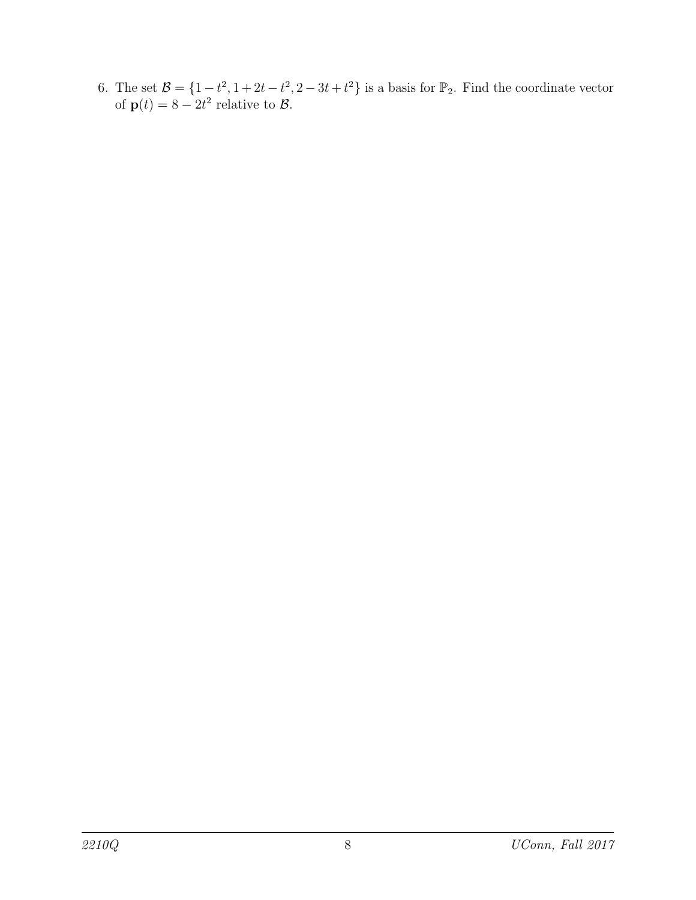6. The set $\mathcal{B} = \{1 - t^2, 1 + 2t - t^2, 2 - 3t + t^2\}$ is a basis for $\mathbb{P}_2$. Find the coordinate vector of $\mathbf{p}(t) = 8 - 2t^2$ relative to $\mathcal{B}$.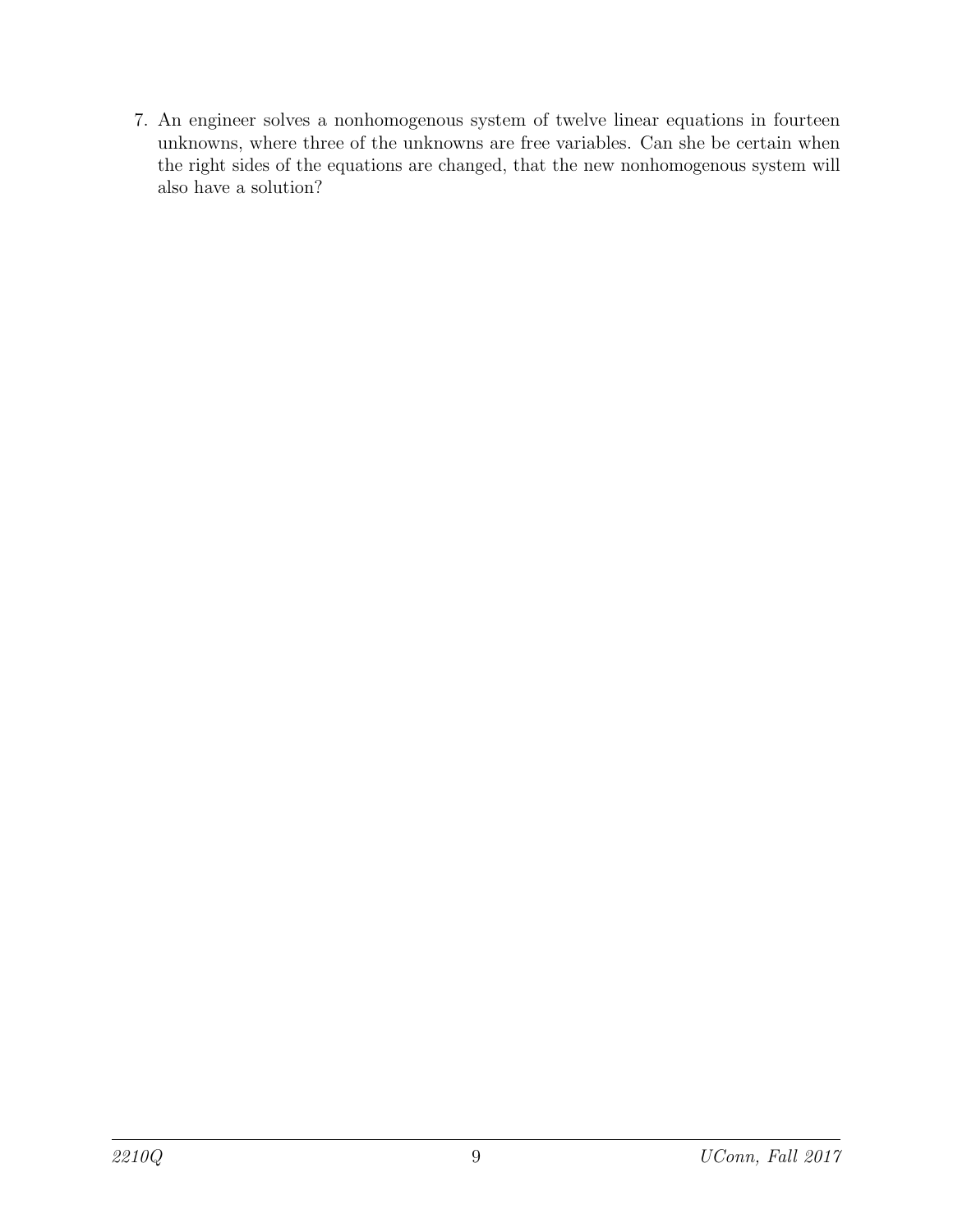7. An engineer solves a nonhomogenous system of twelve linear equations in fourteen unknowns, where three of the unknowns are free variables. Can she be certain when the right sides of the equations are changed, that the new nonhomogenous system will also have a solution?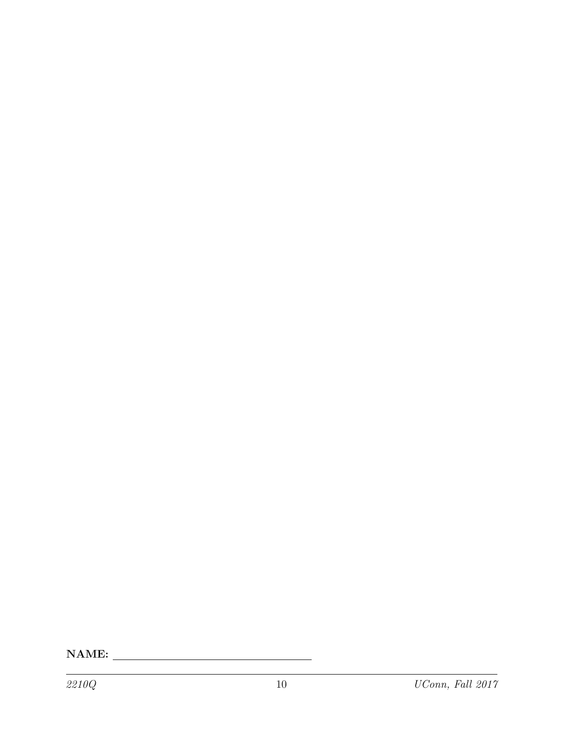**NAME:** ____________________________________